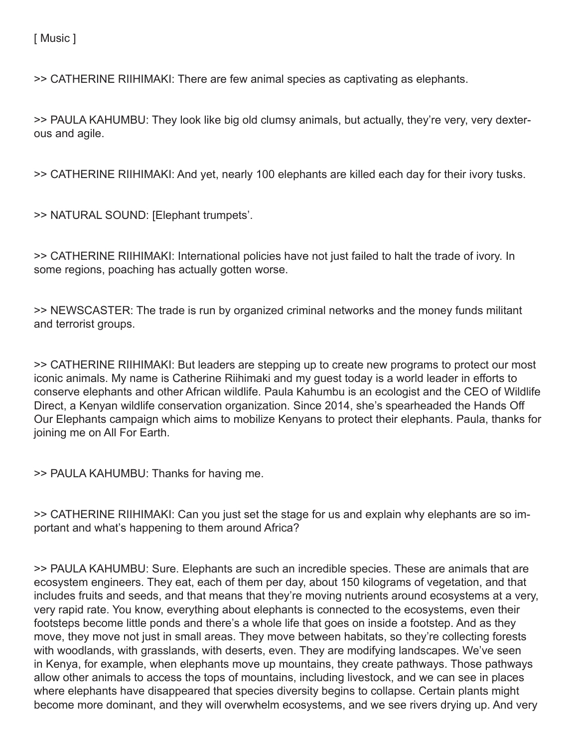[ Music ]

>> CATHERINE RIIHIMAKI: There are few animal species as captivating as elephants.

>> PAULA KAHUMBU: They look like big old clumsy animals, but actually, they're very, very dexterous and agile.

>> CATHERINE RIIHIMAKI: And yet, nearly 100 elephants are killed each day for their ivory tusks.

>> NATURAL SOUND: [Elephant trumpets'.

>> CATHERINE RIIHIMAKI: International policies have not just failed to halt the trade of ivory. In some regions, poaching has actually gotten worse.

>> NEWSCASTER: The trade is run by organized criminal networks and the money funds militant and terrorist groups.

>> CATHERINE RIIHIMAKI: But leaders are stepping up to create new programs to protect our most iconic animals. My name is Catherine Riihimaki and my guest today is a world leader in efforts to conserve elephants and other African wildlife. Paula Kahumbu is an ecologist and the CEO of Wildlife Direct, a Kenyan wildlife conservation organization. Since 2014, she's spearheaded the Hands Off Our Elephants campaign which aims to mobilize Kenyans to protect their elephants. Paula, thanks for joining me on All For Earth.

>> PAULA KAHUMBU: Thanks for having me.

>> CATHERINE RIIHIMAKI: Can you just set the stage for us and explain why elephants are so important and what's happening to them around Africa?

>> PAULA KAHUMBU: Sure. Elephants are such an incredible species. These are animals that are ecosystem engineers. They eat, each of them per day, about 150 kilograms of vegetation, and that includes fruits and seeds, and that means that they're moving nutrients around ecosystems at a very, very rapid rate. You know, everything about elephants is connected to the ecosystems, even their footsteps become little ponds and there's a whole life that goes on inside a footstep. And as they move, they move not just in small areas. They move between habitats, so they're collecting forests with woodlands, with grasslands, with deserts, even. They are modifying landscapes. We've seen in Kenya, for example, when elephants move up mountains, they create pathways. Those pathways allow other animals to access the tops of mountains, including livestock, and we can see in places where elephants have disappeared that species diversity begins to collapse. Certain plants might become more dominant, and they will overwhelm ecosystems, and we see rivers drying up. And very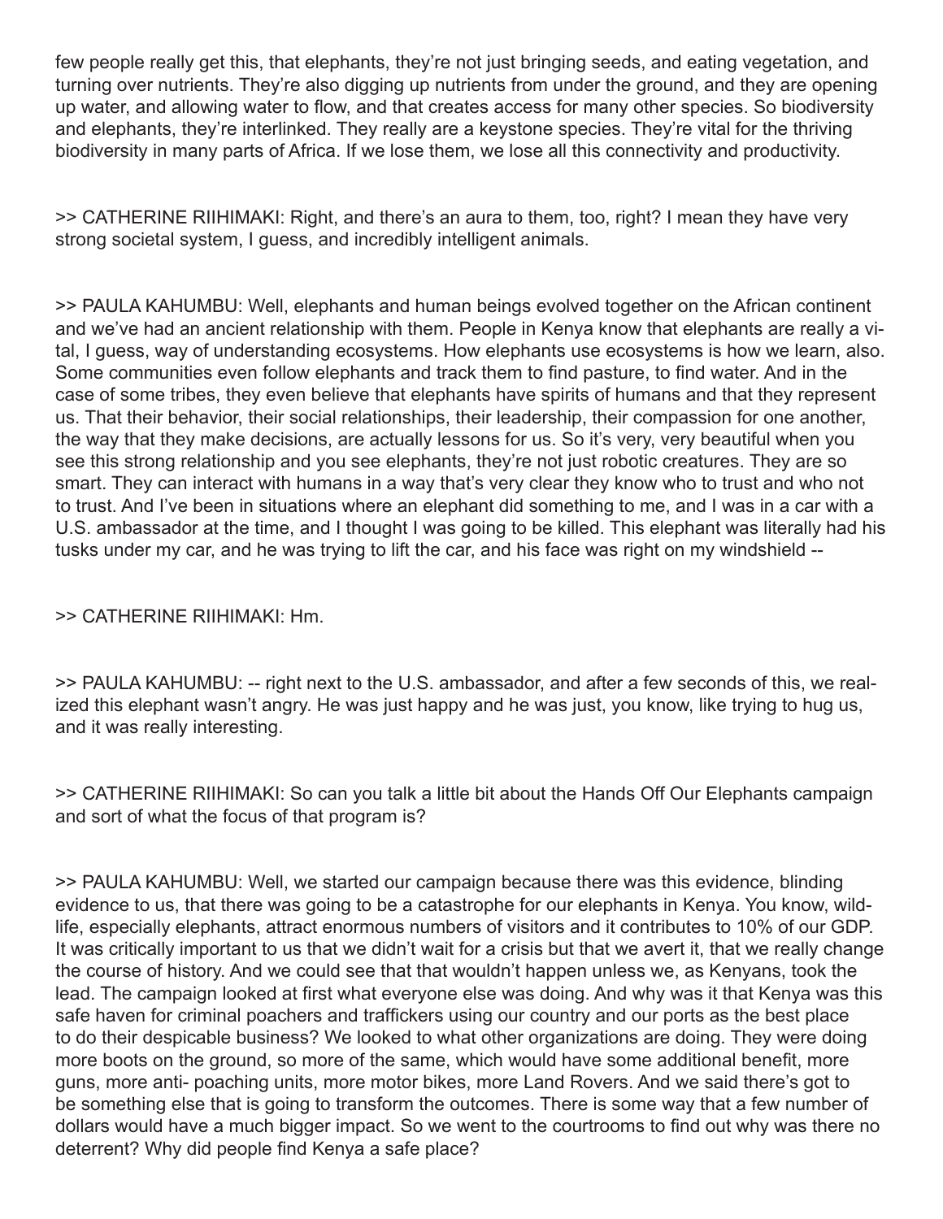few people really get this, that elephants, they're not just bringing seeds, and eating vegetation, and turning over nutrients. They're also digging up nutrients from under the ground, and they are opening up water, and allowing water to flow, and that creates access for many other species. So biodiversity and elephants, they're interlinked. They really are a keystone species. They're vital for the thriving biodiversity in many parts of Africa. If we lose them, we lose all this connectivity and productivity.

>> CATHERINE RIIHIMAKI: Right, and there's an aura to them, too, right? I mean they have very strong societal system, I guess, and incredibly intelligent animals.

>> PAULA KAHUMBU: Well, elephants and human beings evolved together on the African continent and we've had an ancient relationship with them. People in Kenya know that elephants are really a vital, I guess, way of understanding ecosystems. How elephants use ecosystems is how we learn, also. Some communities even follow elephants and track them to find pasture, to find water. And in the case of some tribes, they even believe that elephants have spirits of humans and that they represent us. That their behavior, their social relationships, their leadership, their compassion for one another, the way that they make decisions, are actually lessons for us. So it's very, very beautiful when you see this strong relationship and you see elephants, they're not just robotic creatures. They are so smart. They can interact with humans in a way that's very clear they know who to trust and who not to trust. And I've been in situations where an elephant did something to me, and I was in a car with a U.S. ambassador at the time, and I thought I was going to be killed. This elephant was literally had his tusks under my car, and he was trying to lift the car, and his face was right on my windshield --

>> CATHERINE RIIHIMAKI: Hm.

>> PAULA KAHUMBU: -- right next to the U.S. ambassador, and after a few seconds of this, we realized this elephant wasn't angry. He was just happy and he was just, you know, like trying to hug us, and it was really interesting.

>> CATHERINE RIIHIMAKI: So can you talk a little bit about the Hands Off Our Elephants campaign and sort of what the focus of that program is?

>> PAULA KAHUMBU: Well, we started our campaign because there was this evidence, blinding evidence to us, that there was going to be a catastrophe for our elephants in Kenya. You know, wildlife, especially elephants, attract enormous numbers of visitors and it contributes to 10% of our GDP. It was critically important to us that we didn't wait for a crisis but that we avert it, that we really change the course of history. And we could see that that wouldn't happen unless we, as Kenyans, took the lead. The campaign looked at first what everyone else was doing. And why was it that Kenya was this safe haven for criminal poachers and traffickers using our country and our ports as the best place to do their despicable business? We looked to what other organizations are doing. They were doing more boots on the ground, so more of the same, which would have some additional benefit, more guns, more anti- poaching units, more motor bikes, more Land Rovers. And we said there's got to be something else that is going to transform the outcomes. There is some way that a few number of dollars would have a much bigger impact. So we went to the courtrooms to find out why was there no deterrent? Why did people find Kenya a safe place?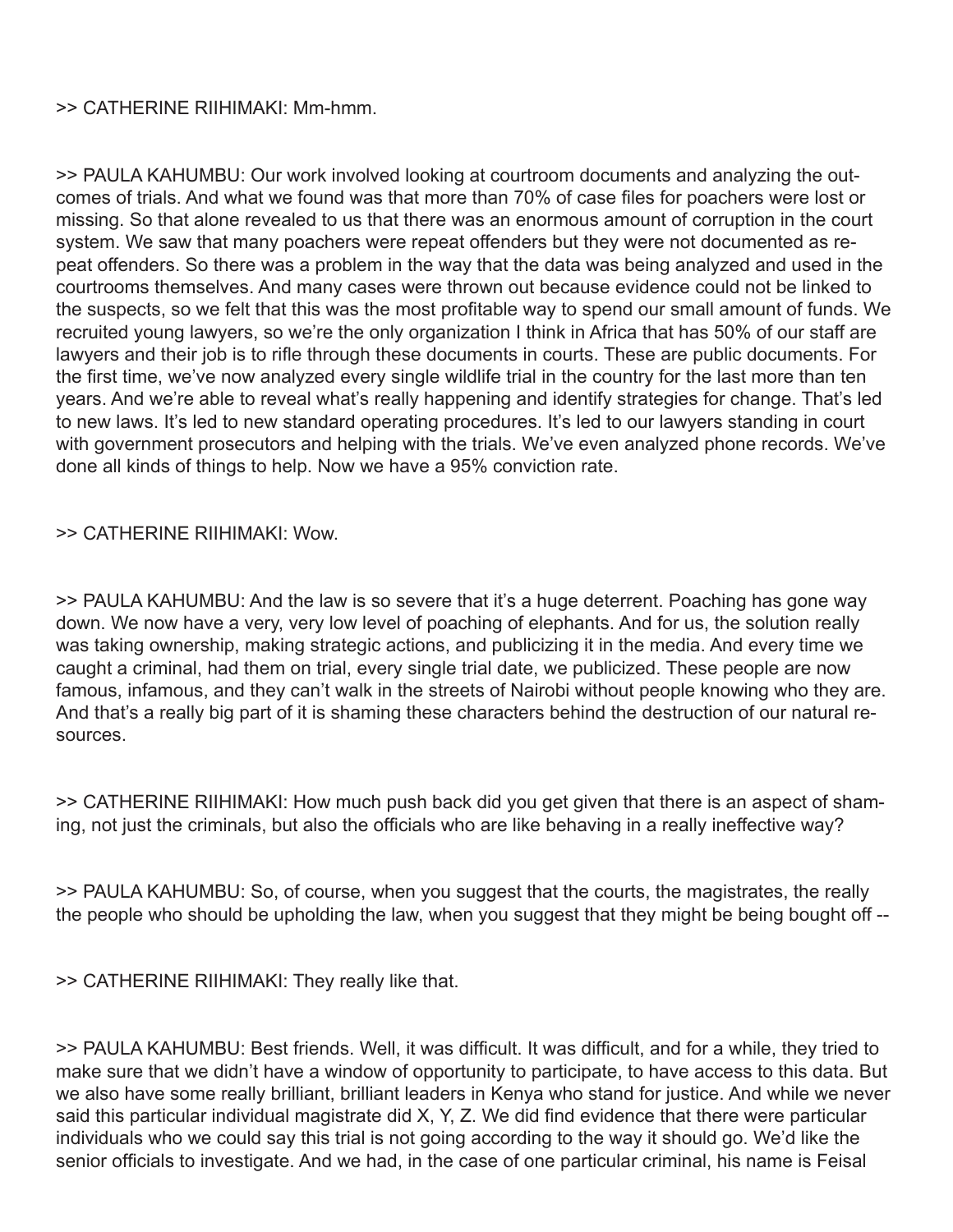>> CATHERINE RIIHIMAKI: Mm-hmm.

>> PAULA KAHUMBU: Our work involved looking at courtroom documents and analyzing the outcomes of trials. And what we found was that more than 70% of case files for poachers were lost or missing. So that alone revealed to us that there was an enormous amount of corruption in the court system. We saw that many poachers were repeat offenders but they were not documented as repeat offenders. So there was a problem in the way that the data was being analyzed and used in the courtrooms themselves. And many cases were thrown out because evidence could not be linked to the suspects, so we felt that this was the most profitable way to spend our small amount of funds. We recruited young lawyers, so we're the only organization I think in Africa that has 50% of our staff are lawyers and their job is to rifle through these documents in courts. These are public documents. For the first time, we've now analyzed every single wildlife trial in the country for the last more than ten years. And we're able to reveal what's really happening and identify strategies for change. That's led to new laws. It's led to new standard operating procedures. It's led to our lawyers standing in court with government prosecutors and helping with the trials. We've even analyzed phone records. We've done all kinds of things to help. Now we have a 95% conviction rate.

>> CATHERINE RIIHIMAKI: Wow.

>> PAULA KAHUMBU: And the law is so severe that it's a huge deterrent. Poaching has gone way down. We now have a very, very low level of poaching of elephants. And for us, the solution really was taking ownership, making strategic actions, and publicizing it in the media. And every time we caught a criminal, had them on trial, every single trial date, we publicized. These people are now famous, infamous, and they can't walk in the streets of Nairobi without people knowing who they are. And that's a really big part of it is shaming these characters behind the destruction of our natural resources.

>> CATHERINE RIIHIMAKI: How much push back did you get given that there is an aspect of shaming, not just the criminals, but also the officials who are like behaving in a really ineffective way?

>> PAULA KAHUMBU: So, of course, when you suggest that the courts, the magistrates, the really the people who should be upholding the law, when you suggest that they might be being bought off --

>> CATHERINE RIIHIMAKI: They really like that.

>> PAULA KAHUMBU: Best friends. Well, it was difficult. It was difficult, and for a while, they tried to make sure that we didn't have a window of opportunity to participate, to have access to this data. But we also have some really brilliant, brilliant leaders in Kenya who stand for justice. And while we never said this particular individual magistrate did X, Y, Z. We did find evidence that there were particular individuals who we could say this trial is not going according to the way it should go. We'd like the senior officials to investigate. And we had, in the case of one particular criminal, his name is Feisal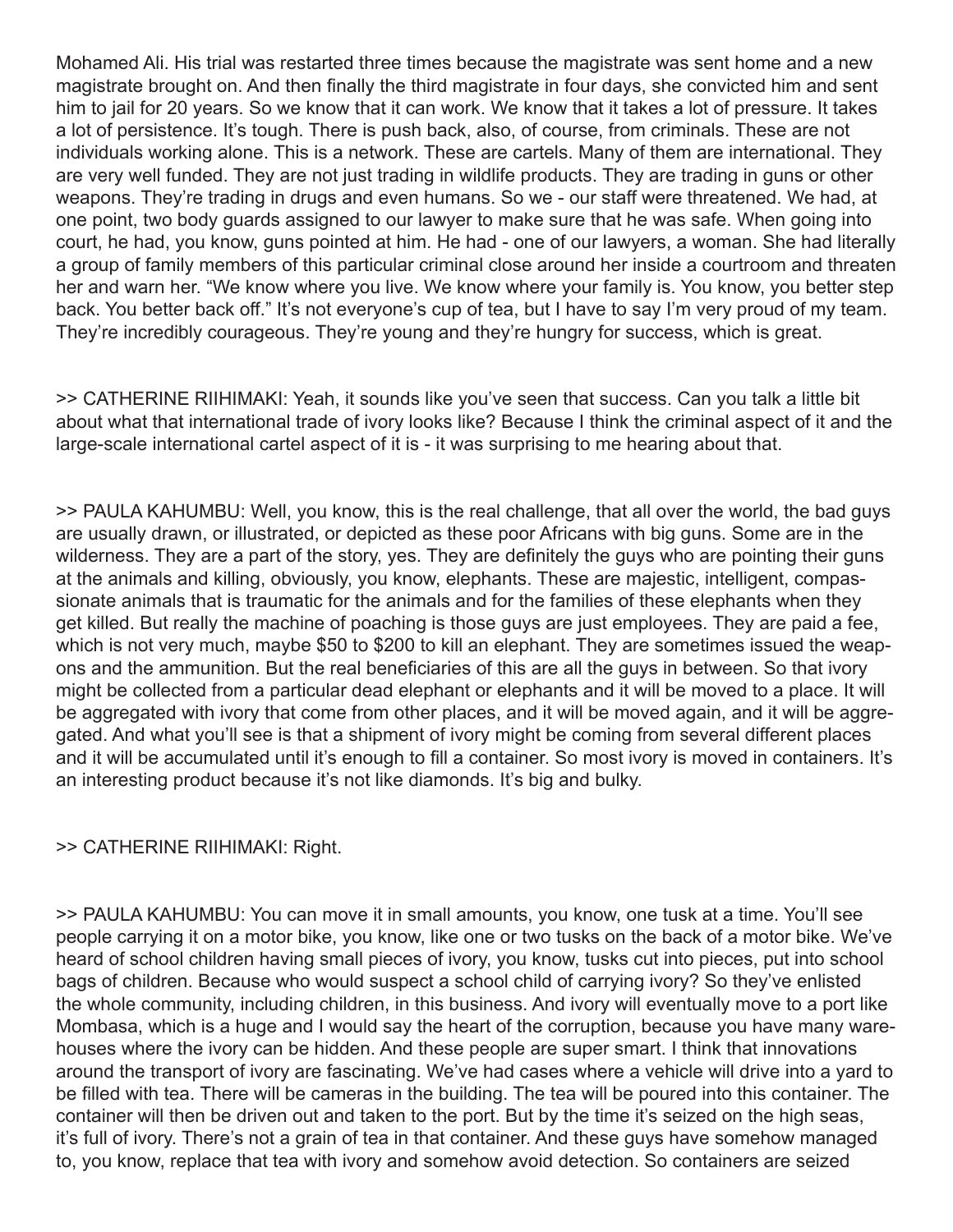Mohamed Ali. His trial was restarted three times because the magistrate was sent home and a new magistrate brought on. And then finally the third magistrate in four days, she convicted him and sent him to jail for 20 years. So we know that it can work. We know that it takes a lot of pressure. It takes a lot of persistence. It's tough. There is push back, also, of course, from criminals. These are not individuals working alone. This is a network. These are cartels. Many of them are international. They are very well funded. They are not just trading in wildlife products. They are trading in guns or other weapons. They're trading in drugs and even humans. So we - our staff were threatened. We had, at one point, two body guards assigned to our lawyer to make sure that he was safe. When going into court, he had, you know, guns pointed at him. He had - one of our lawyers, a woman. She had literally a group of family members of this particular criminal close around her inside a courtroom and threaten her and warn her. "We know where you live. We know where your family is. You know, you better step back. You better back off." It's not everyone's cup of tea, but I have to say I'm very proud of my team. They're incredibly courageous. They're young and they're hungry for success, which is great.

>> CATHERINE RIIHIMAKI: Yeah, it sounds like you've seen that success. Can you talk a little bit about what that international trade of ivory looks like? Because I think the criminal aspect of it and the large-scale international cartel aspect of it is - it was surprising to me hearing about that.

>> PAULA KAHUMBU: Well, you know, this is the real challenge, that all over the world, the bad guys are usually drawn, or illustrated, or depicted as these poor Africans with big guns. Some are in the wilderness. They are a part of the story, yes. They are definitely the guys who are pointing their guns at the animals and killing, obviously, you know, elephants. These are majestic, intelligent, compassionate animals that is traumatic for the animals and for the families of these elephants when they get killed. But really the machine of poaching is those guys are just employees. They are paid a fee, which is not very much, maybe $50 to $200 to kill an elephant. They are sometimes issued the weapons and the ammunition. But the real beneficiaries of this are all the guys in between. So that ivory might be collected from a particular dead elephant or elephants and it will be moved to a place. It will be aggregated with ivory that come from other places, and it will be moved again, and it will be aggregated. And what you'll see is that a shipment of ivory might be coming from several different places and it will be accumulated until it's enough to fill a container. So most ivory is moved in containers. It's an interesting product because it's not like diamonds. It's big and bulky.

>> CATHERINE RIIHIMAKI: Right.

>> PAULA KAHUMBU: You can move it in small amounts, you know, one tusk at a time. You'll see people carrying it on a motor bike, you know, like one or two tusks on the back of a motor bike. We've heard of school children having small pieces of ivory, you know, tusks cut into pieces, put into school bags of children. Because who would suspect a school child of carrying ivory? So they've enlisted the whole community, including children, in this business. And ivory will eventually move to a port like Mombasa, which is a huge and I would say the heart of the corruption, because you have many warehouses where the ivory can be hidden. And these people are super smart. I think that innovations around the transport of ivory are fascinating. We've had cases where a vehicle will drive into a yard to be filled with tea. There will be cameras in the building. The tea will be poured into this container. The container will then be driven out and taken to the port. But by the time it's seized on the high seas, it's full of ivory. There's not a grain of tea in that container. And these guys have somehow managed to, you know, replace that tea with ivory and somehow avoid detection. So containers are seized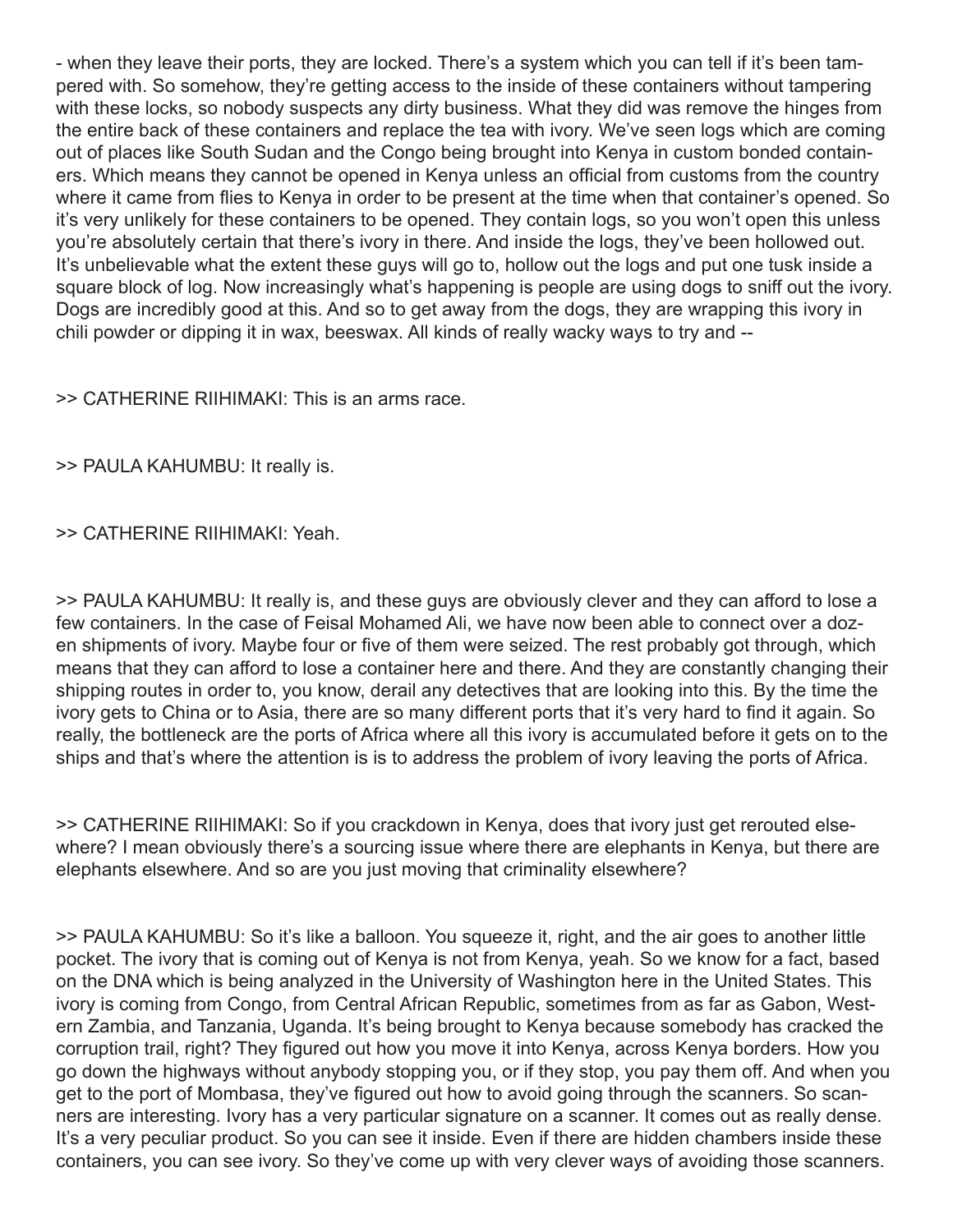- when they leave their ports, they are locked. There's a system which you can tell if it's been tampered with. So somehow, they're getting access to the inside of these containers without tampering with these locks, so nobody suspects any dirty business. What they did was remove the hinges from the entire back of these containers and replace the tea with ivory. We've seen logs which are coming out of places like South Sudan and the Congo being brought into Kenya in custom bonded containers. Which means they cannot be opened in Kenya unless an official from customs from the country where it came from flies to Kenya in order to be present at the time when that container's opened. So it's very unlikely for these containers to be opened. They contain logs, so you won't open this unless you're absolutely certain that there's ivory in there. And inside the logs, they've been hollowed out. It's unbelievable what the extent these guys will go to, hollow out the logs and put one tusk inside a square block of log. Now increasingly what's happening is people are using dogs to sniff out the ivory. Dogs are incredibly good at this. And so to get away from the dogs, they are wrapping this ivory in chili powder or dipping it in wax, beeswax. All kinds of really wacky ways to try and --

>> CATHERINE RIIHIMAKI: This is an arms race.

>> PAULA KAHUMBU: It really is.

>> CATHERINE RIIHIMAKI: Yeah.

>> PAULA KAHUMBU: It really is, and these guys are obviously clever and they can afford to lose a few containers. In the case of Feisal Mohamed Ali, we have now been able to connect over a dozen shipments of ivory. Maybe four or five of them were seized. The rest probably got through, which means that they can afford to lose a container here and there. And they are constantly changing their shipping routes in order to, you know, derail any detectives that are looking into this. By the time the ivory gets to China or to Asia, there are so many different ports that it's very hard to find it again. So really, the bottleneck are the ports of Africa where all this ivory is accumulated before it gets on to the ships and that's where the attention is is to address the problem of ivory leaving the ports of Africa.

>> CATHERINE RIIHIMAKI: So if you crackdown in Kenya, does that ivory just get rerouted elsewhere? I mean obviously there's a sourcing issue where there are elephants in Kenya, but there are elephants elsewhere. And so are you just moving that criminality elsewhere?

>> PAULA KAHUMBU: So it's like a balloon. You squeeze it, right, and the air goes to another little pocket. The ivory that is coming out of Kenya is not from Kenya, yeah. So we know for a fact, based on the DNA which is being analyzed in the University of Washington here in the United States. This ivory is coming from Congo, from Central African Republic, sometimes from as far as Gabon, Western Zambia, and Tanzania, Uganda. It's being brought to Kenya because somebody has cracked the corruption trail, right? They figured out how you move it into Kenya, across Kenya borders. How you go down the highways without anybody stopping you, or if they stop, you pay them off. And when you get to the port of Mombasa, they've figured out how to avoid going through the scanners. So scanners are interesting. Ivory has a very particular signature on a scanner. It comes out as really dense. It's a very peculiar product. So you can see it inside. Even if there are hidden chambers inside these containers, you can see ivory. So they've come up with very clever ways of avoiding those scanners.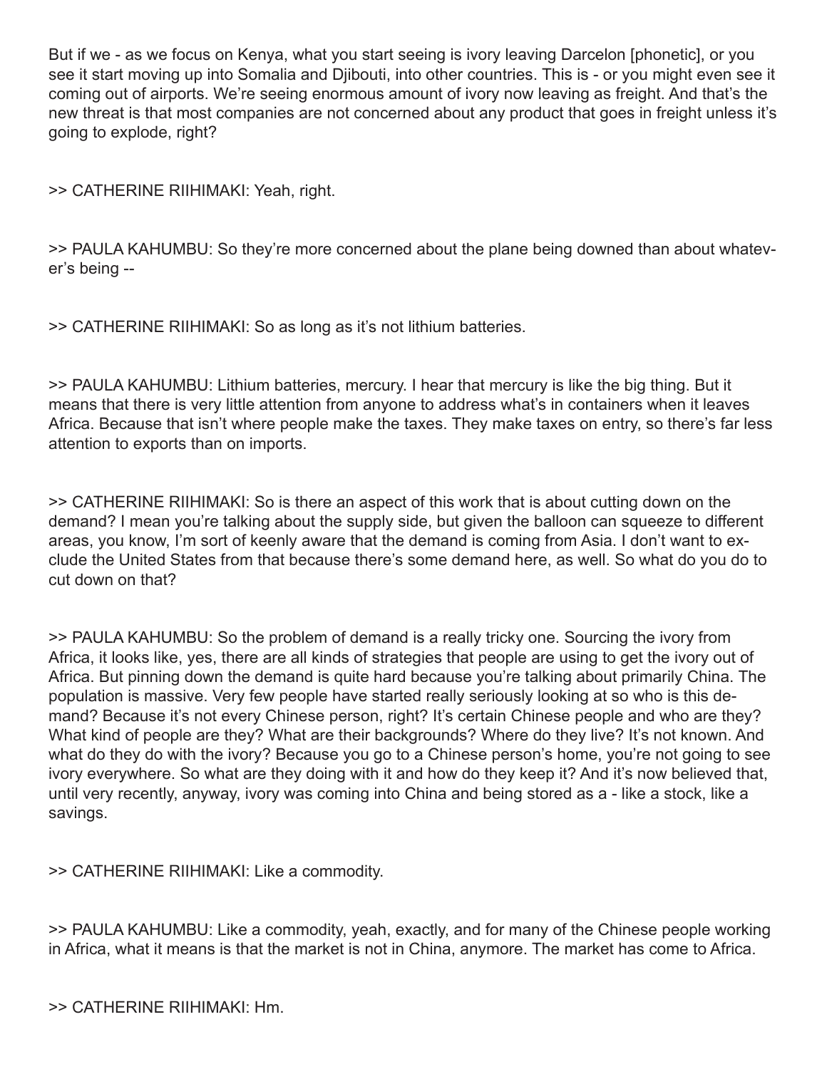But if we - as we focus on Kenya, what you start seeing is ivory leaving Darcelon [phonetic], or you see it start moving up into Somalia and Djibouti, into other countries. This is - or you might even see it coming out of airports. We're seeing enormous amount of ivory now leaving as freight. And that's the new threat is that most companies are not concerned about any product that goes in freight unless it's going to explode, right?

>> CATHERINE RIIHIMAKI: Yeah, right.

>> PAULA KAHUMBU: So they're more concerned about the plane being downed than about whatever's being --

>> CATHERINE RIIHIMAKI: So as long as it's not lithium batteries.

>> PAULA KAHUMBU: Lithium batteries, mercury. I hear that mercury is like the big thing. But it means that there is very little attention from anyone to address what's in containers when it leaves Africa. Because that isn't where people make the taxes. They make taxes on entry, so there's far less attention to exports than on imports.

>> CATHERINE RIIHIMAKI: So is there an aspect of this work that is about cutting down on the demand? I mean you're talking about the supply side, but given the balloon can squeeze to different areas, you know, I'm sort of keenly aware that the demand is coming from Asia. I don't want to exclude the United States from that because there's some demand here, as well. So what do you do to cut down on that?

>> PAULA KAHUMBU: So the problem of demand is a really tricky one. Sourcing the ivory from Africa, it looks like, yes, there are all kinds of strategies that people are using to get the ivory out of Africa. But pinning down the demand is quite hard because you're talking about primarily China. The population is massive. Very few people have started really seriously looking at so who is this demand? Because it's not every Chinese person, right? It's certain Chinese people and who are they? What kind of people are they? What are their backgrounds? Where do they live? It's not known. And what do they do with the ivory? Because you go to a Chinese person's home, you're not going to see ivory everywhere. So what are they doing with it and how do they keep it? And it's now believed that, until very recently, anyway, ivory was coming into China and being stored as a - like a stock, like a savings.

>> CATHERINE RIIHIMAKI: Like a commodity.

>> PAULA KAHUMBU: Like a commodity, yeah, exactly, and for many of the Chinese people working in Africa, what it means is that the market is not in China, anymore. The market has come to Africa.

>> CATHERINE RIIHIMAKI: Hm.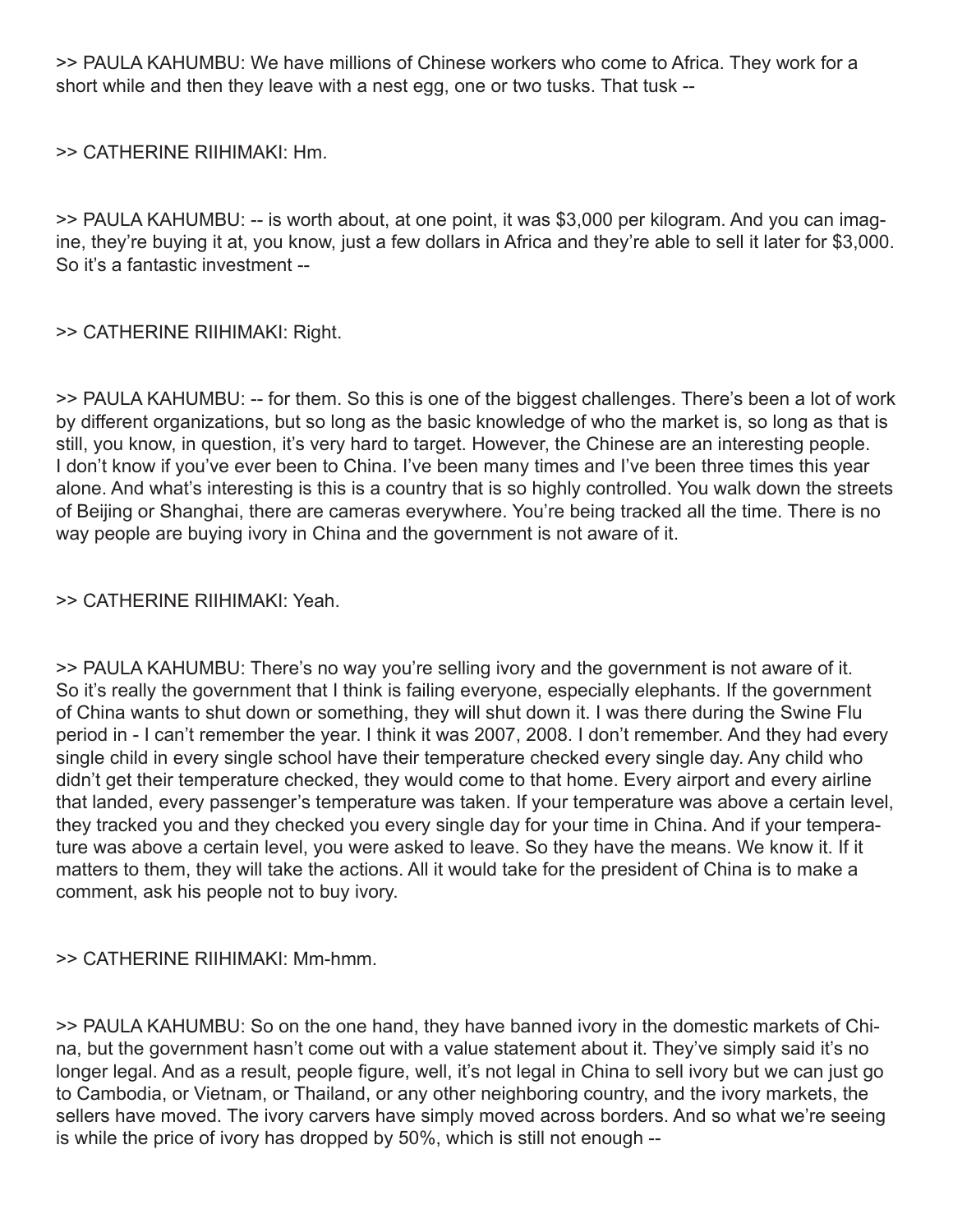>> PAULA KAHUMBU: We have millions of Chinese workers who come to Africa. They work for a short while and then they leave with a nest egg, one or two tusks. That tusk --

>> CATHERINE RIIHIMAKI: Hm.

>> PAULA KAHUMBU: -- is worth about, at one point, it was $3,000 per kilogram. And you can imagine, they're buying it at, you know, just a few dollars in Africa and they're able to sell it later for $3,000. So it's a fantastic investment --

>> CATHERINE RIIHIMAKI: Right.

>> PAULA KAHUMBU: -- for them. So this is one of the biggest challenges. There's been a lot of work by different organizations, but so long as the basic knowledge of who the market is, so long as that is still, you know, in question, it's very hard to target. However, the Chinese are an interesting people. I don't know if you've ever been to China. I've been many times and I've been three times this year alone. And what's interesting is this is a country that is so highly controlled. You walk down the streets of Beijing or Shanghai, there are cameras everywhere. You're being tracked all the time. There is no way people are buying ivory in China and the government is not aware of it.

>> CATHERINE RIIHIMAKI: Yeah.

>> PAULA KAHUMBU: There's no way you're selling ivory and the government is not aware of it. So it's really the government that I think is failing everyone, especially elephants. If the government of China wants to shut down or something, they will shut down it. I was there during the Swine Flu period in - I can't remember the year. I think it was 2007, 2008. I don't remember. And they had every single child in every single school have their temperature checked every single day. Any child who didn't get their temperature checked, they would come to that home. Every airport and every airline that landed, every passenger's temperature was taken. If your temperature was above a certain level, they tracked you and they checked you every single day for your time in China. And if your temperature was above a certain level, you were asked to leave. So they have the means. We know it. If it matters to them, they will take the actions. All it would take for the president of China is to make a comment, ask his people not to buy ivory.

>> CATHERINE RIIHIMAKI: Mm-hmm.

>> PAULA KAHUMBU: So on the one hand, they have banned ivory in the domestic markets of China, but the government hasn't come out with a value statement about it. They've simply said it's no longer legal. And as a result, people figure, well, it's not legal in China to sell ivory but we can just go to Cambodia, or Vietnam, or Thailand, or any other neighboring country, and the ivory markets, the sellers have moved. The ivory carvers have simply moved across borders. And so what we're seeing is while the price of ivory has dropped by 50%, which is still not enough --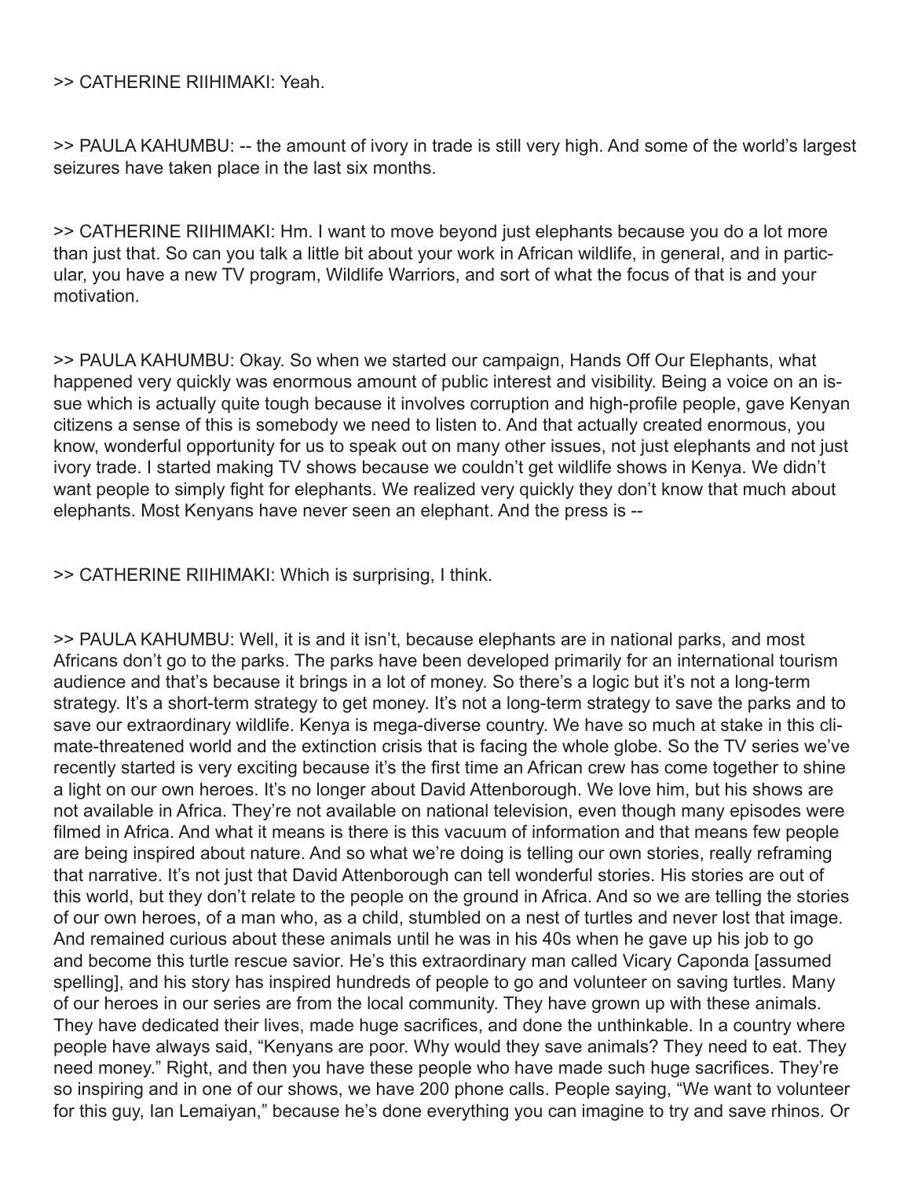>> CATHERINE RIIHIMAKI: Yeah.

>> PAULA KAHUMBU: -- the amount of ivory in trade is still very high. And some of the world's largest seizures have taken place in the last six months.

>> CATHERINE RIIHIMAKI: Hm. I want to move beyond just elephants because you do a lot more than just that. So can you talk a little bit about your work in African wildlife, in general, and in particular, you have a new TV program, Wildlife Warriors, and sort of what the focus of that is and your motivation.

>> PAULA KAHUMBU: Okay. So when we started our campaign, Hands Off Our Elephants, what happened very quickly was enormous amount of public interest and visibility. Being a voice on an issue which is actually quite tough because it involves corruption and high-profile people, gave Kenyan citizens a sense of this is somebody we need to listen to. And that actually created enormous, you know, wonderful opportunity for us to speak out on many other issues, not just elephants and not just ivory trade. I started making TV shows because we couldn't get wildlife shows in Kenya. We didn't want people to simply fight for elephants. We realized very quickly they don't know that much about elephants. Most Kenyans have never seen an elephant. And the press is --

>> CATHERINE RIIHIMAKI: Which is surprising, I think.

>> PAULA KAHUMBU: Well, it is and it isn't, because elephants are in national parks, and most Africans don't go to the parks. The parks have been developed primarily for an international tourism audience and that's because it brings in a lot of money. So there's a logic but it's not a long-term strategy. It's a short-term strategy to get money. It's not a long-term strategy to save the parks and to save our extraordinary wildlife. Kenya is mega-diverse country. We have so much at stake in this climate-threatened world and the extinction crisis that is facing the whole globe. So the TV series we've recently started is very exciting because it's the first time an African crew has come together to shine a light on our own heroes. It's no longer about David Attenborough. We love him, but his shows are not available in Africa. They're not available on national television, even though many episodes were filmed in Africa. And what it means is there is this vacuum of information and that means few people are being inspired about nature. And so what we're doing is telling our own stories, really reframing that narrative. It's not just that David Attenborough can tell wonderful stories. His stories are out of this world, but they don't relate to the people on the ground in Africa. And so we are telling the stories of our own heroes, of a man who, as a child, stumbled on a nest of turtles and never lost that image. And remained curious about these animals until he was in his 40s when he gave up his job to go and become this turtle rescue savior. He's this extraordinary man called Vicary Caponda [assumed spelling], and his story has inspired hundreds of people to go and volunteer on saving turtles. Many of our heroes in our series are from the local community. They have grown up with these animals. They have dedicated their lives, made huge sacrifices, and done the unthinkable. In a country where people have always said, "Kenyans are poor. Why would they save animals? They need to eat. They need money." Right, and then you have these people who have made such huge sacrifices. They're so inspiring and in one of our shows, we have 200 phone calls. People saying, "We want to volunteer for this guy, Ian Lemaiyan," because he's done everything you can imagine to try and save rhinos. Or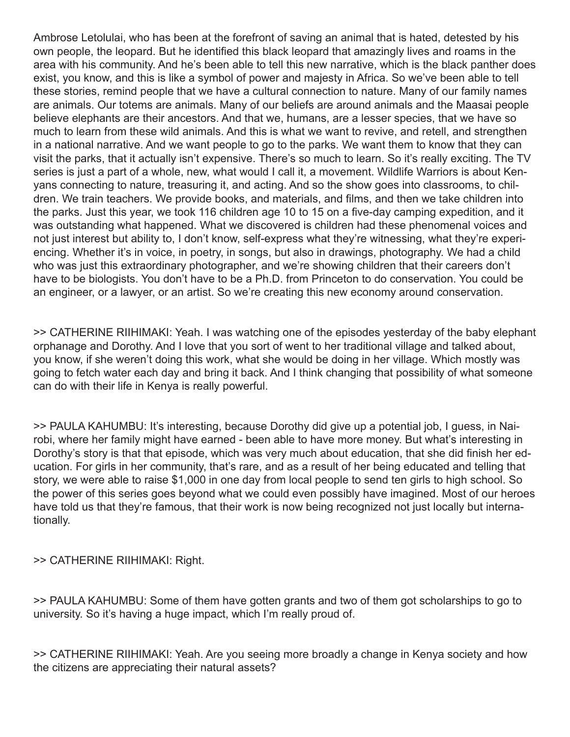Ambrose Letolulai, who has been at the forefront of saving an animal that is hated, detested by his own people, the leopard. But he identified this black leopard that amazingly lives and roams in the area with his community. And he's been able to tell this new narrative, which is the black panther does exist, you know, and this is like a symbol of power and majesty in Africa. So we've been able to tell these stories, remind people that we have a cultural connection to nature. Many of our family names are animals. Our totems are animals. Many of our beliefs are around animals and the Maasai people believe elephants are their ancestors. And that we, humans, are a lesser species, that we have so much to learn from these wild animals. And this is what we want to revive, and retell, and strengthen in a national narrative. And we want people to go to the parks. We want them to know that they can visit the parks, that it actually isn't expensive. There's so much to learn. So it's really exciting. The TV series is just a part of a whole, new, what would I call it, a movement. Wildlife Warriors is about Kenyans connecting to nature, treasuring it, and acting. And so the show goes into classrooms, to children. We train teachers. We provide books, and materials, and films, and then we take children into the parks. Just this year, we took 116 children age 10 to 15 on a five-day camping expedition, and it was outstanding what happened. What we discovered is children had these phenomenal voices and not just interest but ability to, I don't know, self-express what they're witnessing, what they're experiencing. Whether it's in voice, in poetry, in songs, but also in drawings, photography. We had a child who was just this extraordinary photographer, and we're showing children that their careers don't have to be biologists. You don't have to be a Ph.D. from Princeton to do conservation. You could be an engineer, or a lawyer, or an artist. So we're creating this new economy around conservation.

>> CATHERINE RIIHIMAKI: Yeah. I was watching one of the episodes yesterday of the baby elephant orphanage and Dorothy. And I love that you sort of went to her traditional village and talked about, you know, if she weren't doing this work, what she would be doing in her village. Which mostly was going to fetch water each day and bring it back. And I think changing that possibility of what someone can do with their life in Kenya is really powerful.

>> PAULA KAHUMBU: It's interesting, because Dorothy did give up a potential job, I guess, in Nairobi, where her family might have earned - been able to have more money. But what's interesting in Dorothy's story is that that episode, which was very much about education, that she did finish her education. For girls in her community, that's rare, and as a result of her being educated and telling that story, we were able to raise $1,000 in one day from local people to send ten girls to high school. So the power of this series goes beyond what we could even possibly have imagined. Most of our heroes have told us that they're famous, that their work is now being recognized not just locally but internationally.

>> CATHERINE RIIHIMAKI: Right.

>> PAULA KAHUMBU: Some of them have gotten grants and two of them got scholarships to go to university. So it's having a huge impact, which I'm really proud of.

>> CATHERINE RIIHIMAKI: Yeah. Are you seeing more broadly a change in Kenya society and how the citizens are appreciating their natural assets?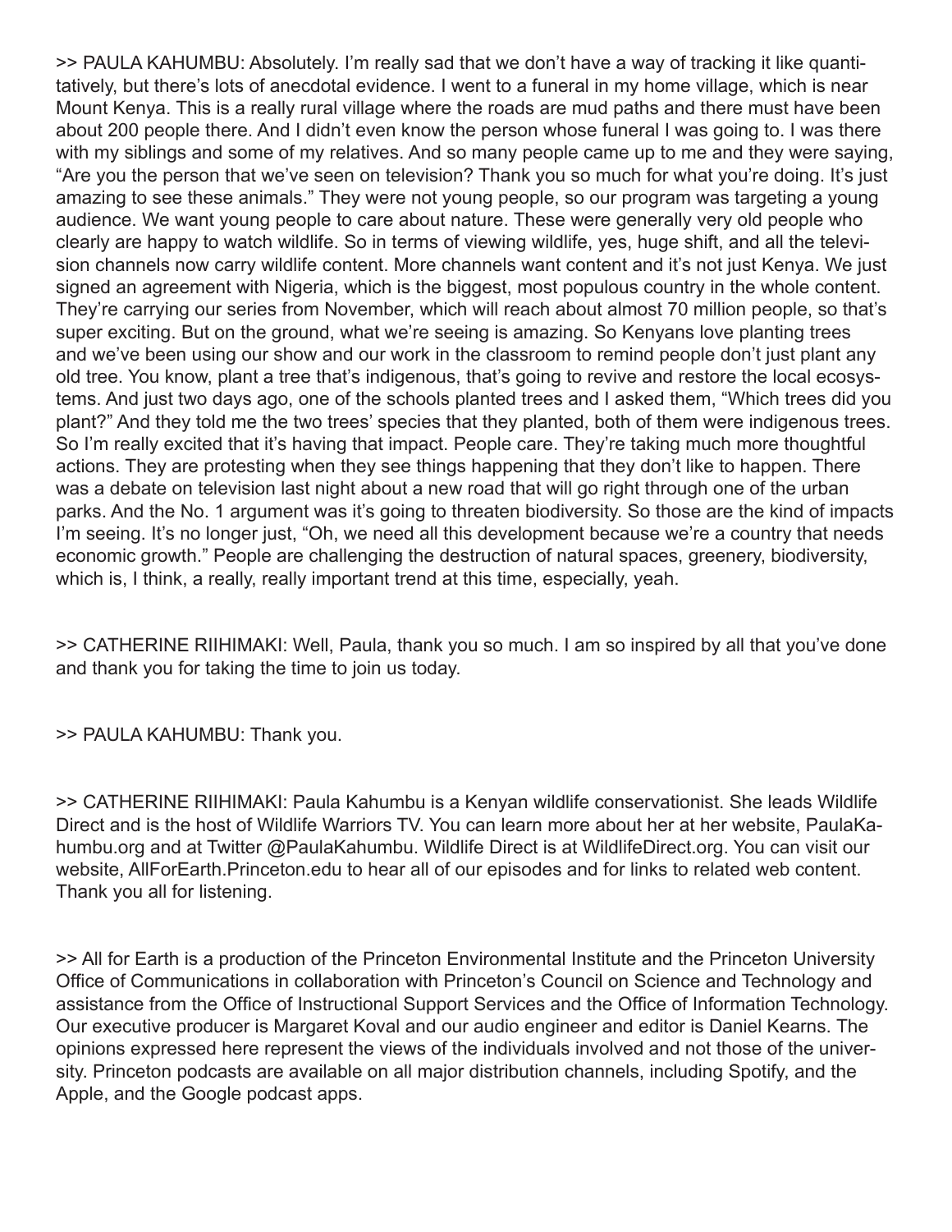>> PAULA KAHUMBU: Absolutely. I'm really sad that we don't have a way of tracking it like quantitatively, but there's lots of anecdotal evidence. I went to a funeral in my home village, which is near Mount Kenya. This is a really rural village where the roads are mud paths and there must have been about 200 people there. And I didn't even know the person whose funeral I was going to. I was there with my siblings and some of my relatives. And so many people came up to me and they were saying, "Are you the person that we've seen on television? Thank you so much for what you're doing. It's just amazing to see these animals." They were not young people, so our program was targeting a young audience. We want young people to care about nature. These were generally very old people who clearly are happy to watch wildlife. So in terms of viewing wildlife, yes, huge shift, and all the television channels now carry wildlife content. More channels want content and it's not just Kenya. We just signed an agreement with Nigeria, which is the biggest, most populous country in the whole content. They're carrying our series from November, which will reach about almost 70 million people, so that's super exciting. But on the ground, what we're seeing is amazing. So Kenyans love planting trees and we've been using our show and our work in the classroom to remind people don't just plant any old tree. You know, plant a tree that's indigenous, that's going to revive and restore the local ecosystems. And just two days ago, one of the schools planted trees and I asked them, "Which trees did you plant?" And they told me the two trees' species that they planted, both of them were indigenous trees. So I'm really excited that it's having that impact. People care. They're taking much more thoughtful actions. They are protesting when they see things happening that they don't like to happen. There was a debate on television last night about a new road that will go right through one of the urban parks. And the No. 1 argument was it's going to threaten biodiversity. So those are the kind of impacts I'm seeing. It's no longer just, "Oh, we need all this development because we're a country that needs economic growth." People are challenging the destruction of natural spaces, greenery, biodiversity, which is, I think, a really, really important trend at this time, especially, yeah.

>> CATHERINE RIIHIMAKI: Well, Paula, thank you so much. I am so inspired by all that you've done and thank you for taking the time to join us today.

>> PAULA KAHUMBU: Thank you.

>> CATHERINE RIIHIMAKI: Paula Kahumbu is a Kenyan wildlife conservationist. She leads Wildlife Direct and is the host of Wildlife Warriors TV. You can learn more about her at her website, PaulaKahumbu.org and at Twitter @PaulaKahumbu. Wildlife Direct is at WildlifeDirect.org. You can visit our website, AllForEarth.Princeton.edu to hear all of our episodes and for links to related web content. Thank you all for listening.

>> All for Earth is a production of the Princeton Environmental Institute and the Princeton University Office of Communications in collaboration with Princeton's Council on Science and Technology and assistance from the Office of Instructional Support Services and the Office of Information Technology. Our executive producer is Margaret Koval and our audio engineer and editor is Daniel Kearns. The opinions expressed here represent the views of the individuals involved and not those of the university. Princeton podcasts are available on all major distribution channels, including Spotify, and the Apple, and the Google podcast apps.